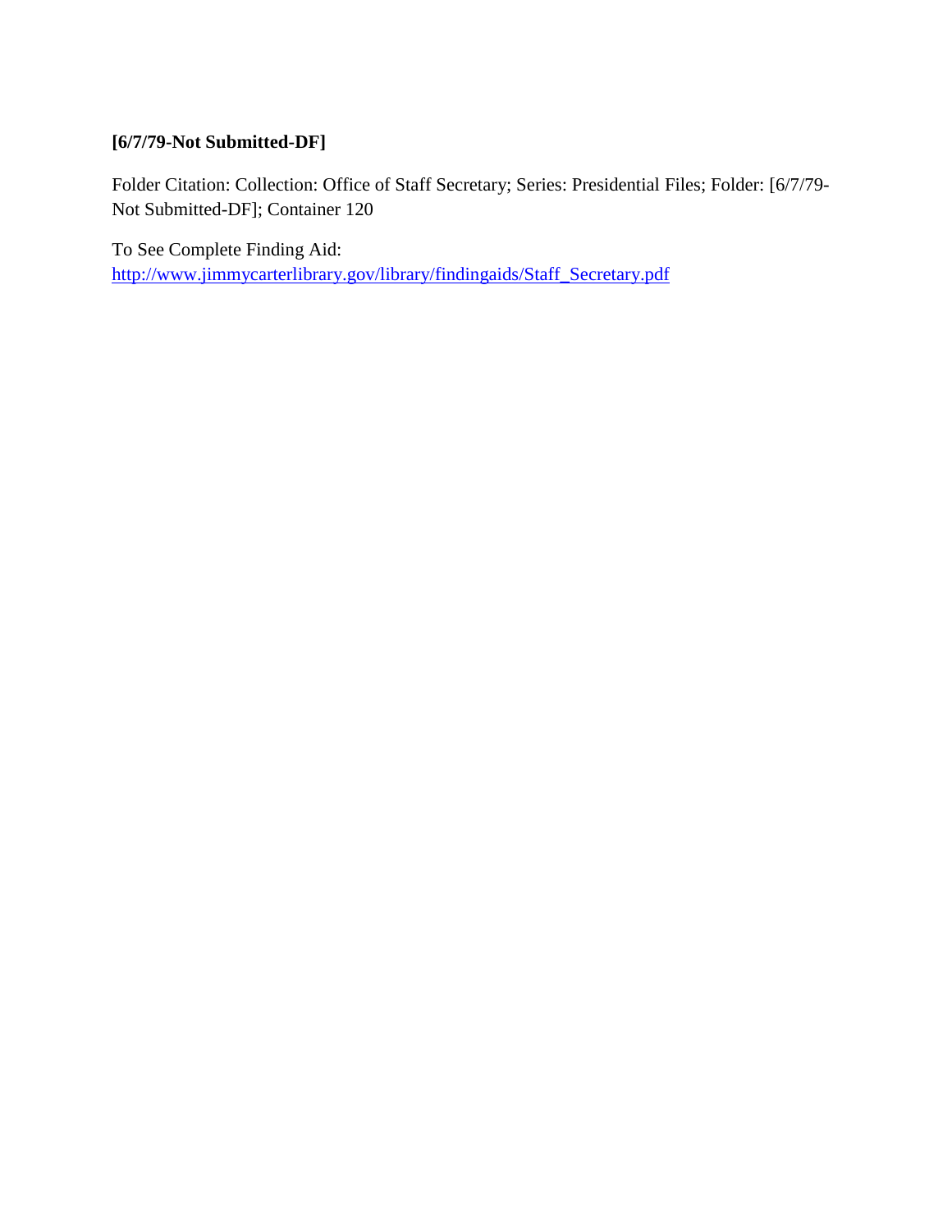**[6/7/79-Not Submitted-DF]**

Folder Citation: Collection: Office of Staff Secretary; Series: Presidential Files; Folder: [6/7/79-Not Submitted-DF]; Container 120

To See Complete Finding Aid:
http://www.jimmycarterlibrary.gov/library/findingaids/Staff_Secretary.pdf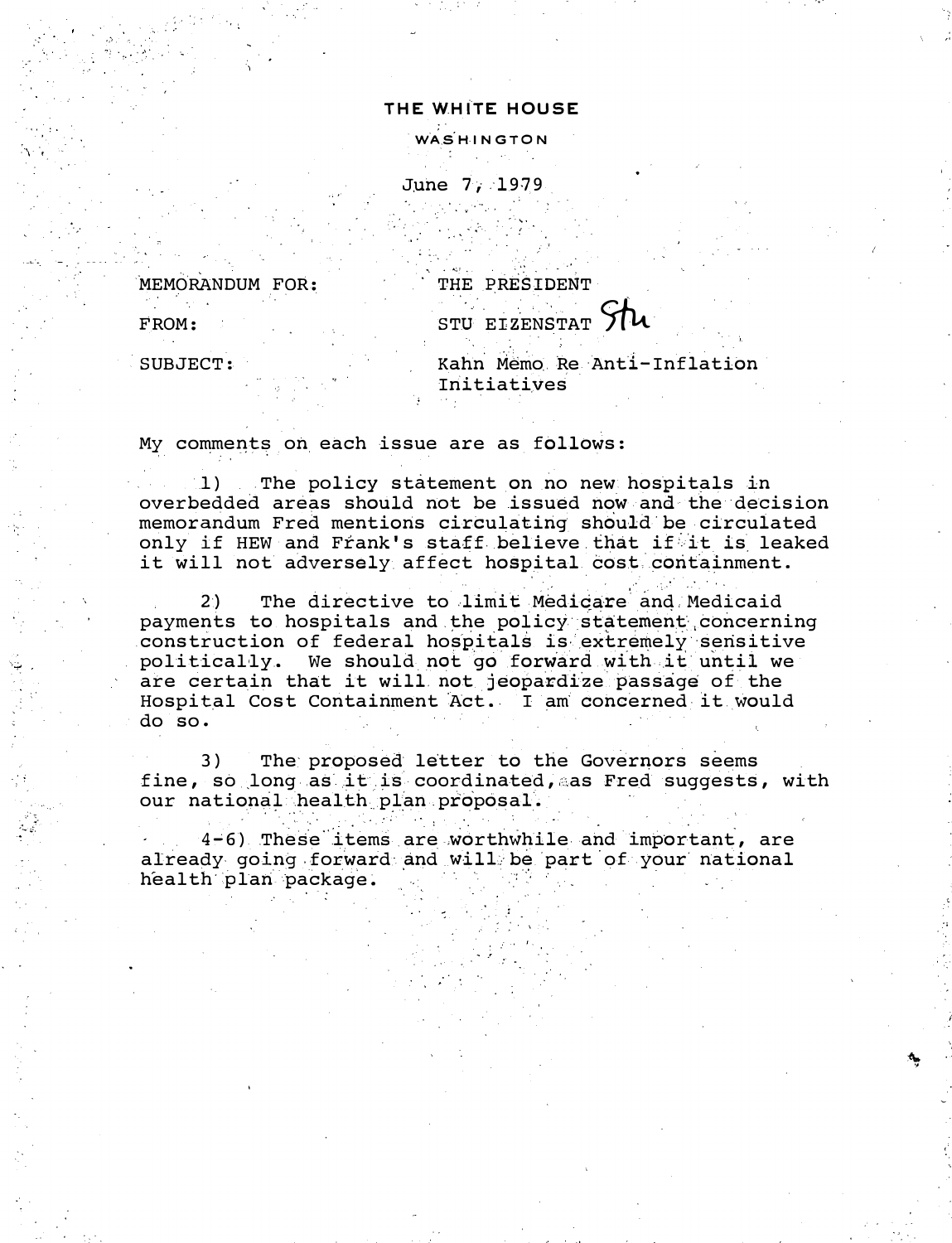THE WHITE HOUSE

WASHINGTON

June 7, 1979

MEMORANDUM FOR: THE PRESIDENT

FROM: STU EIZENSTAT *Stu*

SUBJECT: Kahn Memo Re Anti-Inflation Initiatives

My comments on each issue are as follows:

1) The policy statement on no new hospitals in overbedded areas should not be issued now and the decision memorandum Fred mentions circulating should be circulated only if HEW and Frank's staff believe that if it is leaked it will not adversely affect hospital cost containment.

2) The directive to limit Medicare and Medicaid payments to hospitals and the policy statement concerning construction of federal hospitals is extremely sensitive politically. We should not go forward with it until we are certain that it will not jeopardize passage of the Hospital Cost Containment Act. I am concerned it would do so.

3) The proposed letter to the Governors seems fine, so long as it is coordinated, as Fred suggests, with our national health plan proposal.

4-6) These items are worthwhile and important, are already going forward and will be part of your national health plan package.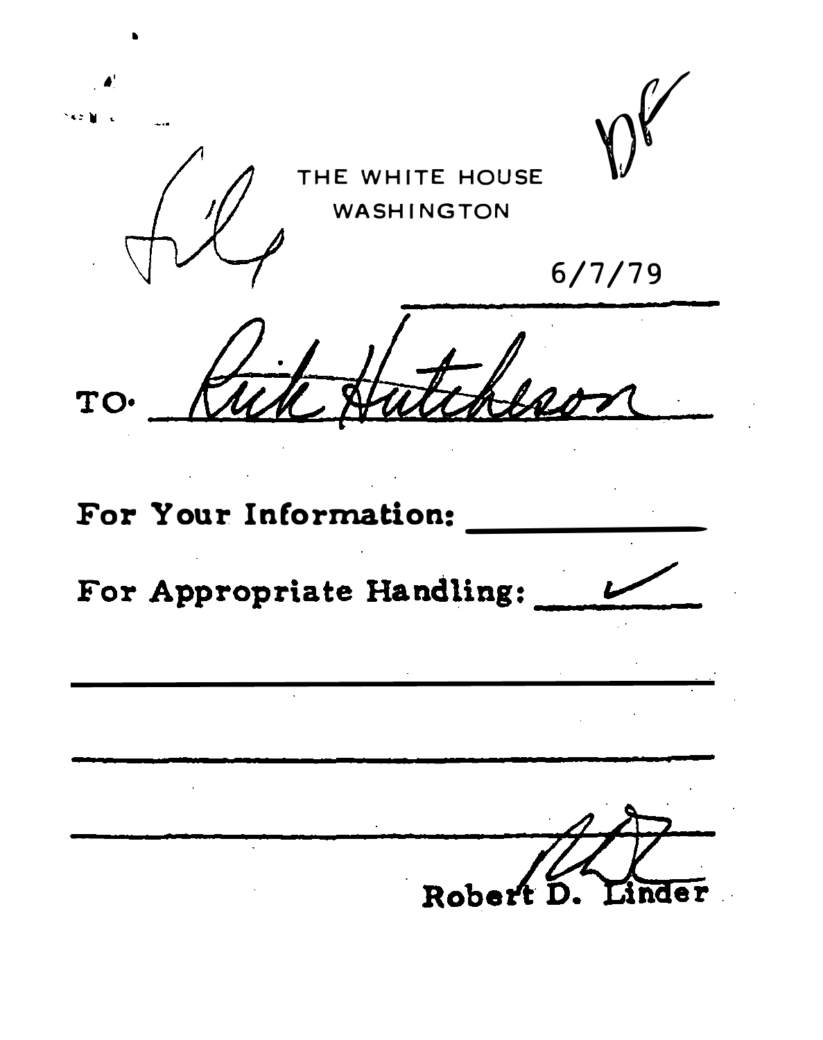THE WHITE HOUSE
WASHINGTON

file

DF

6/7/79

TO: Rick Hutcheson

For Your Information: ____________

For Appropriate Handling: ✓

Robert D. Linder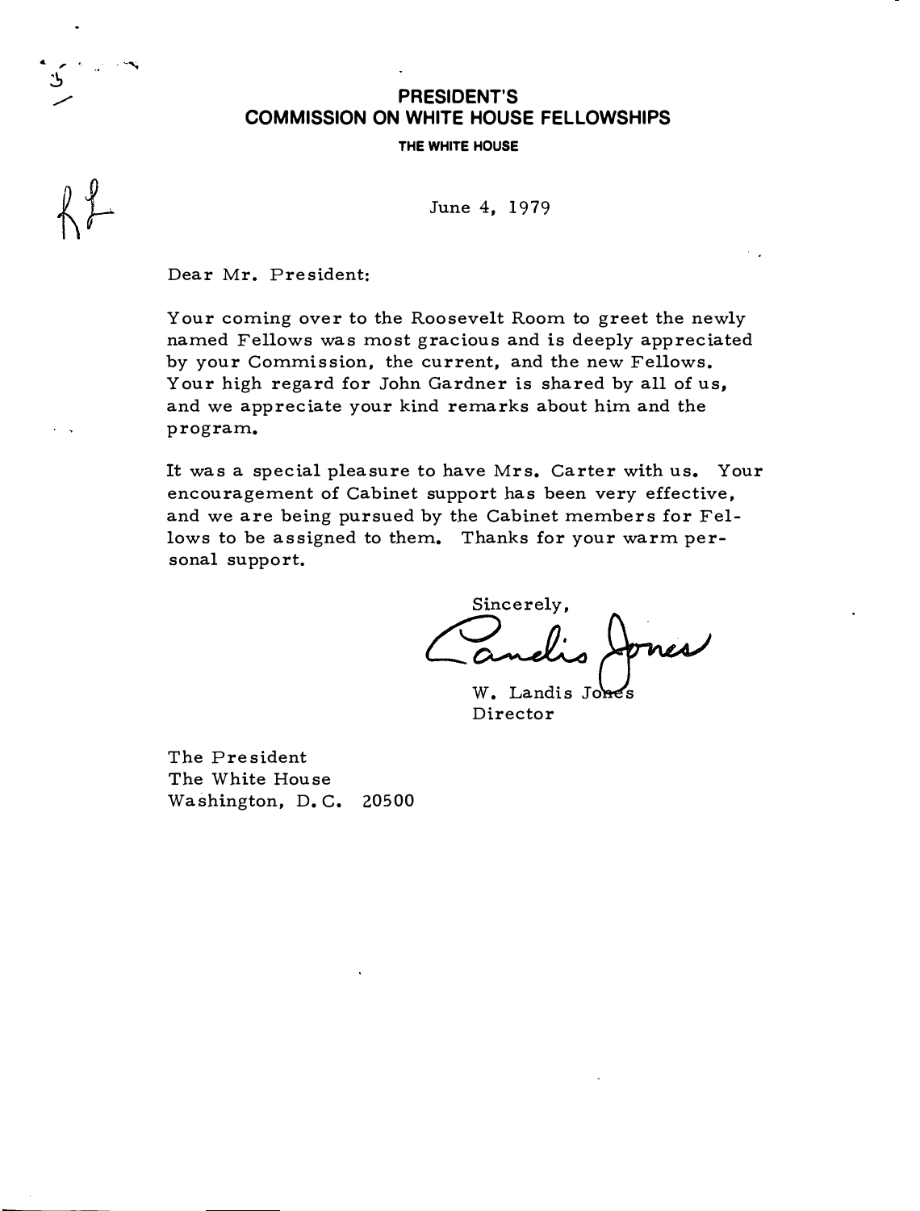# PRESIDENT'S COMMISSION ON WHITE HOUSE FELLOWSHIPS

**THE WHITE HOUSE**

June 4, 1979

Dear Mr. President:

Your coming over to the Roosevelt Room to greet the newly named Fellows was most gracious and is deeply appreciated by your Commission, the current, and the new Fellows. Your high regard for John Gardner is shared by all of us, and we appreciate your kind remarks about him and the program.

It was a special pleasure to have Mrs. Carter with us. Your encouragement of Cabinet support has been very effective, and we are being pursued by the Cabinet members for Fellows to be assigned to them. Thanks for your warm personal support.

Sincerely,

Landis Jones

W. Landis Jones
Director

The President
The White House
Washington, D.C. 20500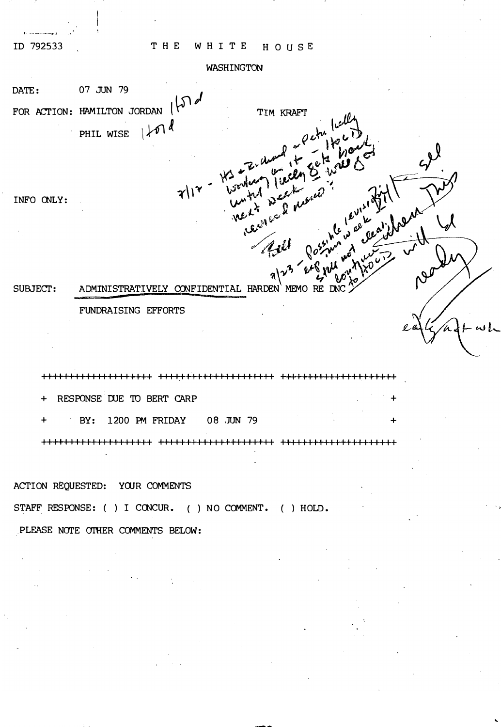ID 792533

THE WHITE HOUSE

WASHINGTON

DATE: 07 JUN 79

FOR ACTION: HAMILTON JORDAN [handwritten: hold]  TIM KRAFT

PHIL WISE [handwritten: hold]

INFO ONLY:

[handwritten: 7/17 - HJ & Richard & Peter Kelly working on it - HOLD until Kelly gets back next week w/ revised memo? Phil]

[handwritten: 7/23 - possible revision this week - exp. still not clear; continue to HOLD]

[handwritten: Sell This will be ready early next wk]

SUBJECT: ADMINISTRATIVELY CONFIDENTIAL HARDEN MEMO RE DNC FUNDRAISING EFFORTS

+++++++++++++++++++++++++++++++++++++++++++++++++++++++++++++

+ RESPONSE DUE TO BERT CARP +

+ BY: 1200 PM FRIDAY 08 JUN 79 +

+++++++++++++++++++++++++++++++++++++++++++++++++++++++++++++

ACTION REQUESTED: YOUR COMMENTS

STAFF RESPONSE: ( ) I CONCUR. ( ) NO COMMENT. ( ) HOLD.

PLEASE NOTE OTHER COMMENTS BELOW: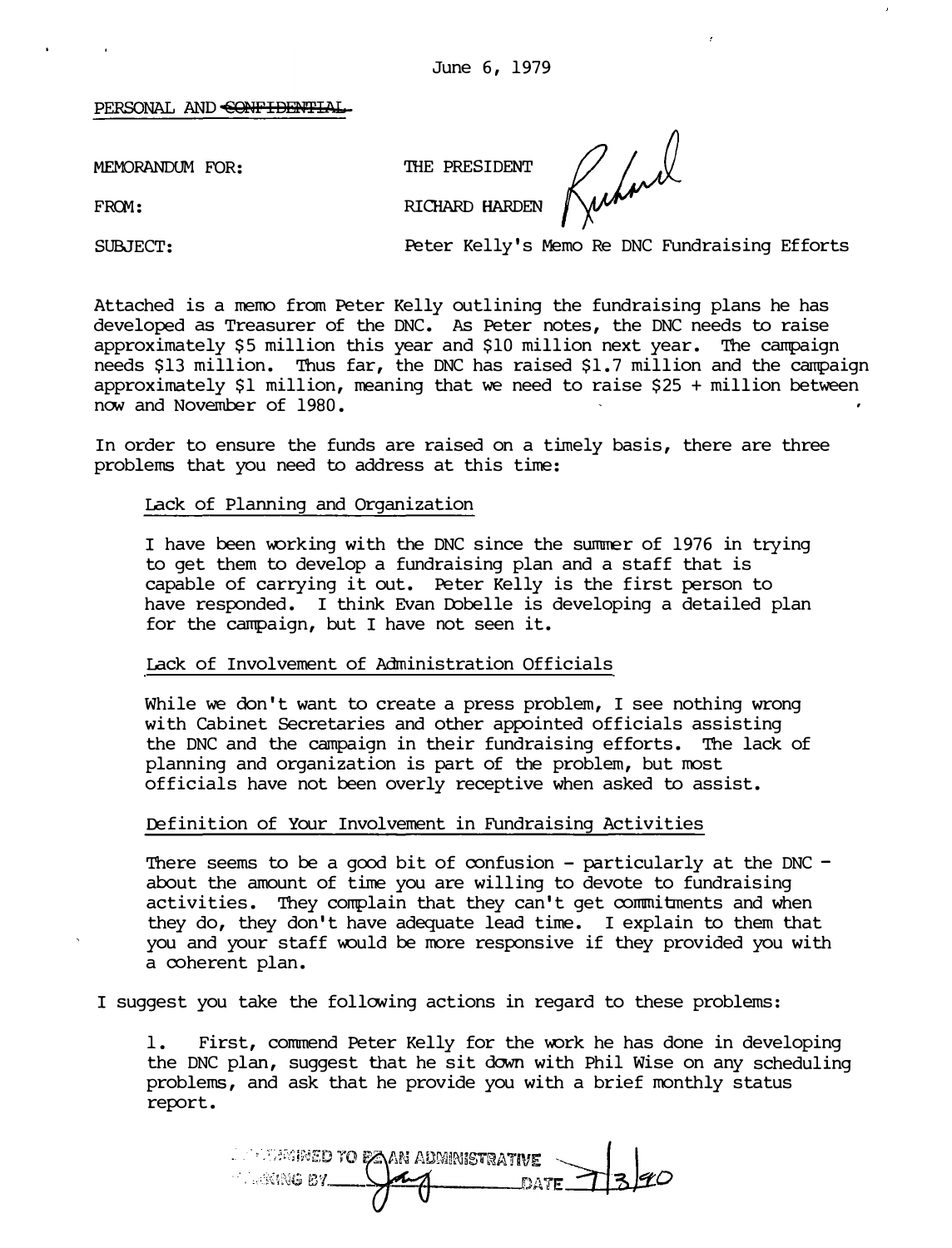June 6, 1979

PERSONAL AND ~~CONFIDENTIAL~~

MEMORANDUM FOR: THE PRESIDENT

FROM: RICHARD HARDEN *Richard*

SUBJECT: Peter Kelly's Memo Re DNC Fundraising Efforts

Attached is a memo from Peter Kelly outlining the fundraising plans he has developed as Treasurer of the DNC. As Peter notes, the DNC needs to raise approximately $5 million this year and $10 million next year. The campaign needs $13 million. Thus far, the DNC has raised $1.7 million and the campaign approximately $1 million, meaning that we need to raise $25 + million between now and November of 1980.

In order to ensure the funds are raised on a timely basis, there are three problems that you need to address at this time:

Lack of Planning and Organization

I have been working with the DNC since the summer of 1976 in trying to get them to develop a fundraising plan and a staff that is capable of carrying it out. Peter Kelly is the first person to have responded. I think Evan Dobelle is developing a detailed plan for the campaign, but I have not seen it.

Lack of Involvement of Administration Officials

While we don't want to create a press problem, I see nothing wrong with Cabinet Secretaries and other appointed officials assisting the DNC and the campaign in their fundraising efforts. The lack of planning and organization is part of the problem, but most officials have not been overly receptive when asked to assist.

Definition of Your Involvement in Fundraising Activities

There seems to be a good bit of confusion - particularly at the DNC - about the amount of time you are willing to devote to fundraising activities. They complain that they can't get commitments and when they do, they don't have adequate lead time. I explain to them that you and your staff would be more responsive if they provided you with a coherent plan.

I suggest you take the following actions in regard to these problems:

1. First, commend Peter Kelly for the work he has done in developing the DNC plan, suggest that he sit down with Phil Wise on any scheduling problems, and ask that he provide you with a brief monthly status report.

DETERMINED TO BE AN ADMINISTRATIVE MARKING BY [signature] DATE 7/3/90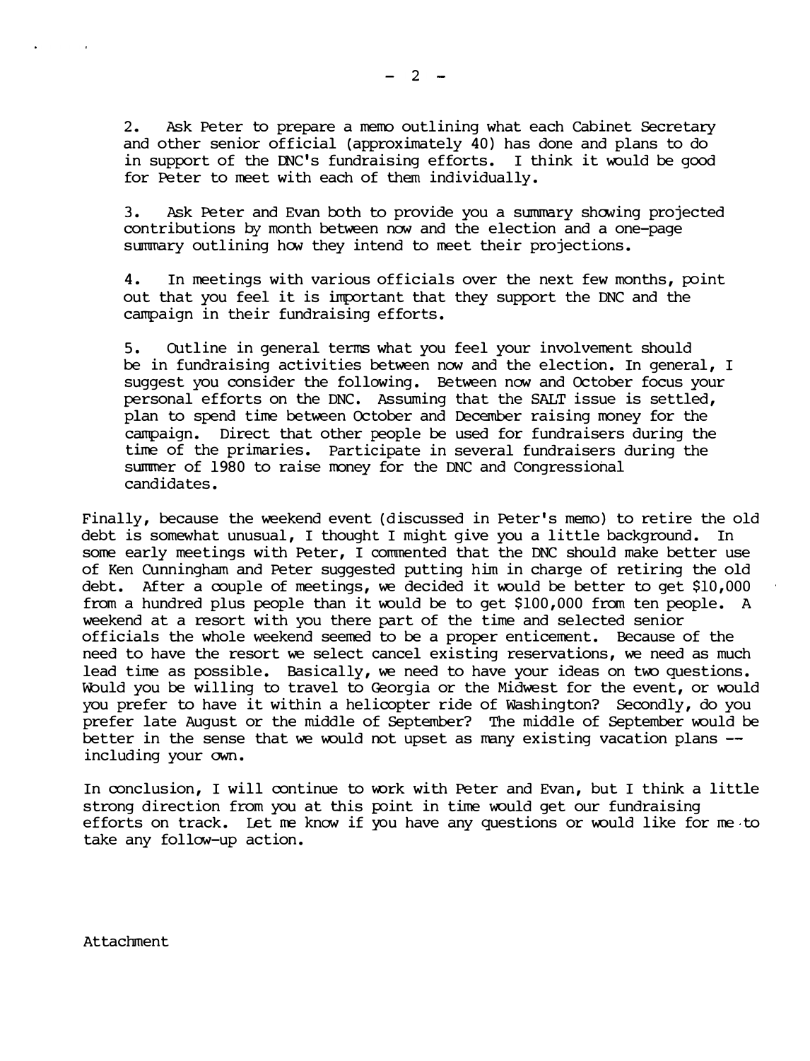2. Ask Peter to prepare a memo outlining what each Cabinet Secretary and other senior official (approximately 40) has done and plans to do in support of the DNC's fundraising efforts. I think it would be good for Peter to meet with each of them individually.

3. Ask Peter and Evan both to provide you a summary showing projected contributions by month between now and the election and a one-page summary outlining how they intend to meet their projections.

4. In meetings with various officials over the next few months, point out that you feel it is important that they support the DNC and the campaign in their fundraising efforts.

5. Outline in general terms what you feel your involvement should be in fundraising activities between now and the election. In general, I suggest you consider the following. Between now and October focus your personal efforts on the DNC. Assuming that the SALT issue is settled, plan to spend time between October and December raising money for the campaign. Direct that other people be used for fundraisers during the time of the primaries. Participate in several fundraisers during the summer of 1980 to raise money for the DNC and Congressional candidates.

Finally, because the weekend event (discussed in Peter's memo) to retire the old debt is somewhat unusual, I thought I might give you a little background. In some early meetings with Peter, I commented that the DNC should make better use of Ken Cunningham and Peter suggested putting him in charge of retiring the old debt. After a couple of meetings, we decided it would be better to get $10,000 from a hundred plus people than it would be to get $100,000 from ten people. A weekend at a resort with you there part of the time and selected senior officials the whole weekend seemed to be a proper enticement. Because of the need to have the resort we select cancel existing reservations, we need as much lead time as possible. Basically, we need to have your ideas on two questions. Would you be willing to travel to Georgia or the Midwest for the event, or would you prefer to have it within a helicopter ride of Washington? Secondly, do you prefer late August or the middle of September? The middle of September would be better in the sense that we would not upset as many existing vacation plans -- including your own.

In conclusion, I will continue to work with Peter and Evan, but I think a little strong direction from you at this point in time would get our fundraising efforts on track. Let me know if you have any questions or would like for me to take any follow-up action.

Attachment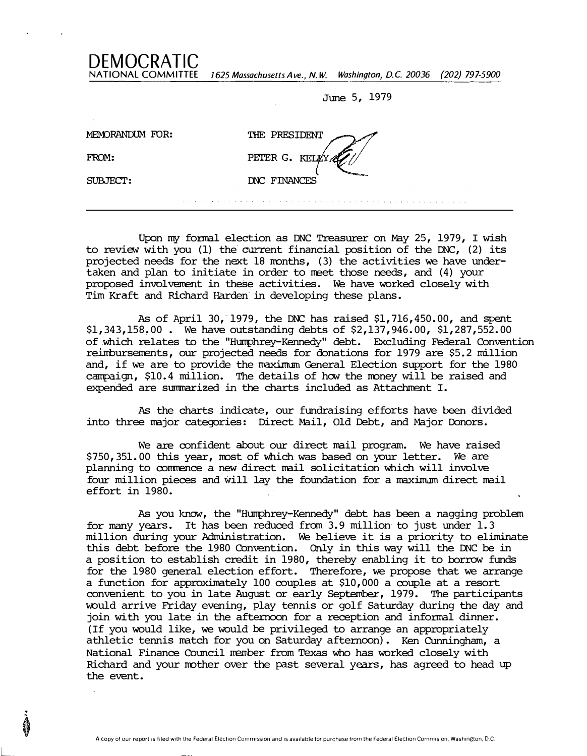# DEMOCRATIC

NATIONAL COMMITTEE *1625 Massachusetts Ave., N.W. Washington, D.C. 20036 (202) 797-5900*

June 5, 1979

MEMORANDUM FOR: THE PRESIDENT

FROM: PETER G. KELLY

SUBJECT: DNC FINANCES

---

Upon my formal election as DNC Treasurer on May 25, 1979, I wish to review with you (1) the current financial position of the DNC, (2) its projected needs for the next 18 months, (3) the activities we have undertaken and plan to initiate in order to meet those needs, and (4) your proposed involvement in these activities. We have worked closely with Tim Kraft and Richard Harden in developing these plans.

As of April 30, 1979, the DNC has raised $1,716,450.00, and spent $1,343,158.00 . We have outstanding debts of $2,137,946.00, $1,287,552.00 of which relates to the "Humphrey-Kennedy" debt. Excluding Federal Convention reimbursements, our projected needs for donations for 1979 are $5.2 million and, if we are to provide the maximum General Election support for the 1980 campaign, $10.4 million. The details of how the money will be raised and expended are summarized in the charts included as Attachment I.

As the charts indicate, our fundraising efforts have been divided into three major categories: Direct Mail, Old Debt, and Major Donors.

We are confident about our direct mail program. We have raised $750,351.00 this year, most of which was based on your letter. We are planning to commence a new direct mail solicitation which will involve four million pieces and will lay the foundation for a maximum direct mail effort in 1980.

As you know, the "Humphrey-Kennedy" debt has been a nagging problem for many years. It has been reduced from 3.9 million to just under 1.3 million during your Administration. We believe it is a priority to eliminate this debt before the 1980 Convention. Only in this way will the DNC be in a position to establish credit in 1980, thereby enabling it to borrow funds for the 1980 general election effort. Therefore, we propose that we arrange a function for approximately 100 couples at $10,000 a couple at a resort convenient to you in late August or early September, 1979. The participants would arrive Friday evening, play tennis or golf Saturday during the day and join with you late in the afternoon for a reception and informal dinner. (If you would like, we would be privileged to arrange an appropriately athletic tennis match for you on Saturday afternoon). Ken Cunningham, a National Finance Council member from Texas who has worked closely with Richard and your mother over the past several years, has agreed to head up the event.

A copy of our report is filed with the Federal Election Commission and is available for purchase from the Federal Election Commision, Washington, D.C.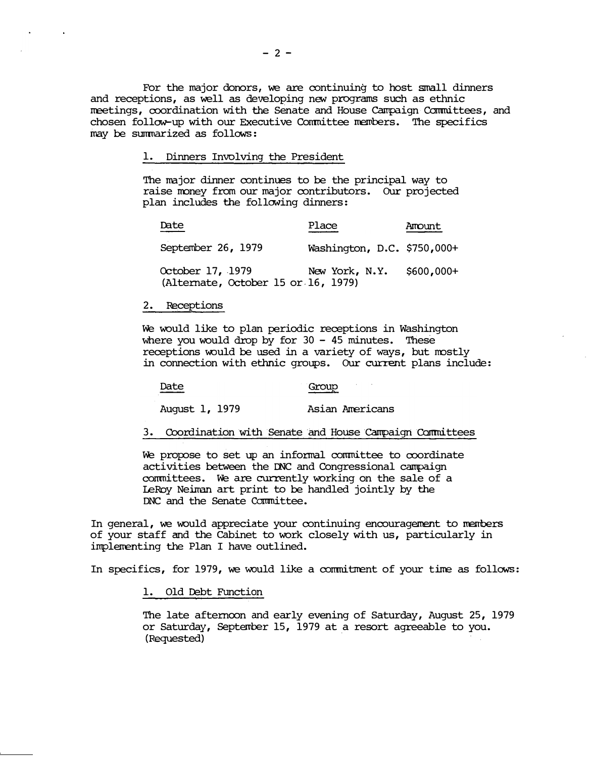For the major donors, we are continuing to host small dinners and receptions, as well as developing new programs such as ethnic meetings, coordination with the Senate and House Campaign Committees, and chosen follow-up with our Executive Committee members. The specifics may be summarized as follows:

1. Dinners Involving the President

The major dinner continues to be the principal way to raise money from our major contributors. Our projected plan includes the following dinners:

| Date | Place | Amount |
| --- | --- | --- |
| September 26, 1979 | Washington, D.C. | $750,000+ |
| October 17, 1979 (Alternate, October 15 or 16, 1979) | New York, N.Y. | $600,000+ |

2. Receptions

We would like to plan periodic receptions in Washington where you would drop by for 30 - 45 minutes. These receptions would be used in a variety of ways, but mostly in connection with ethnic groups. Our current plans include:

| Date | Group |
| --- | --- |
| August 1, 1979 | Asian Americans |

3. Coordination with Senate and House Campaign Committees

We propose to set up an informal committee to coordinate activities between the DNC and Congressional campaign committees. We are currently working on the sale of a LeRoy Neiman art print to be handled jointly by the DNC and the Senate Committee.

In general, we would appreciate your continuing encouragement to members of your staff and the Cabinet to work closely with us, particularly in implementing the Plan I have outlined.

In specifics, for 1979, we would like a commitment of your time as follows:

1. Old Debt Function

The late afternoon and early evening of Saturday, August 25, 1979 or Saturday, September 15, 1979 at a resort agreeable to you. (Requested)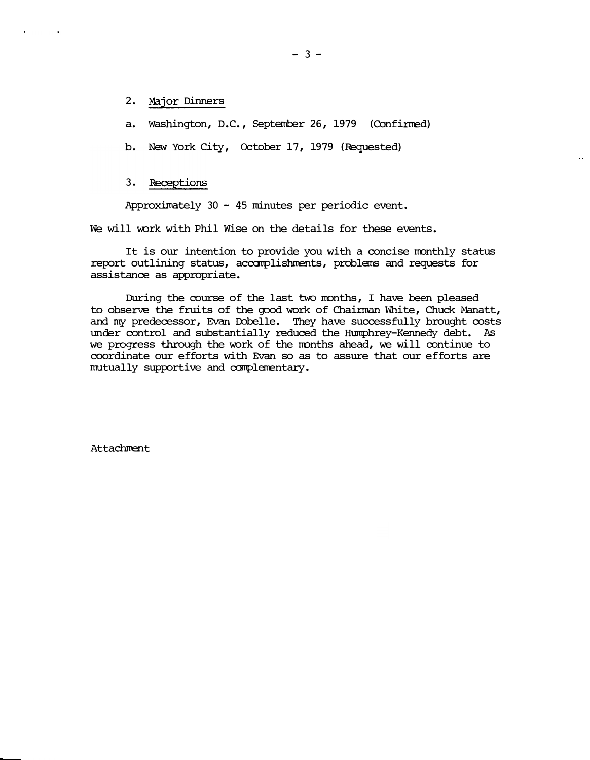2. <u>Major Dinners</u>

a. Washington, D.C., September 26, 1979 (Confirmed)

b. New York City, October 17, 1979 (Requested)

3. <u>Receptions</u>

Approximately 30 - 45 minutes per periodic event.

We will work with Phil Wise on the details for these events.

It is our intention to provide you with a concise monthly status report outlining status, accomplishments, problems and requests for assistance as appropriate.

During the course of the last two months, I have been pleased to observe the fruits of the good work of Chairman White, Chuck Manatt, and my predecessor, Evan Dobelle. They have successfully brought costs under control and substantially reduced the Humphrey-Kennedy debt. As we progress through the work of the months ahead, we will continue to coordinate our efforts with Evan so as to assure that our efforts are mutually supportive and complementary.

Attachment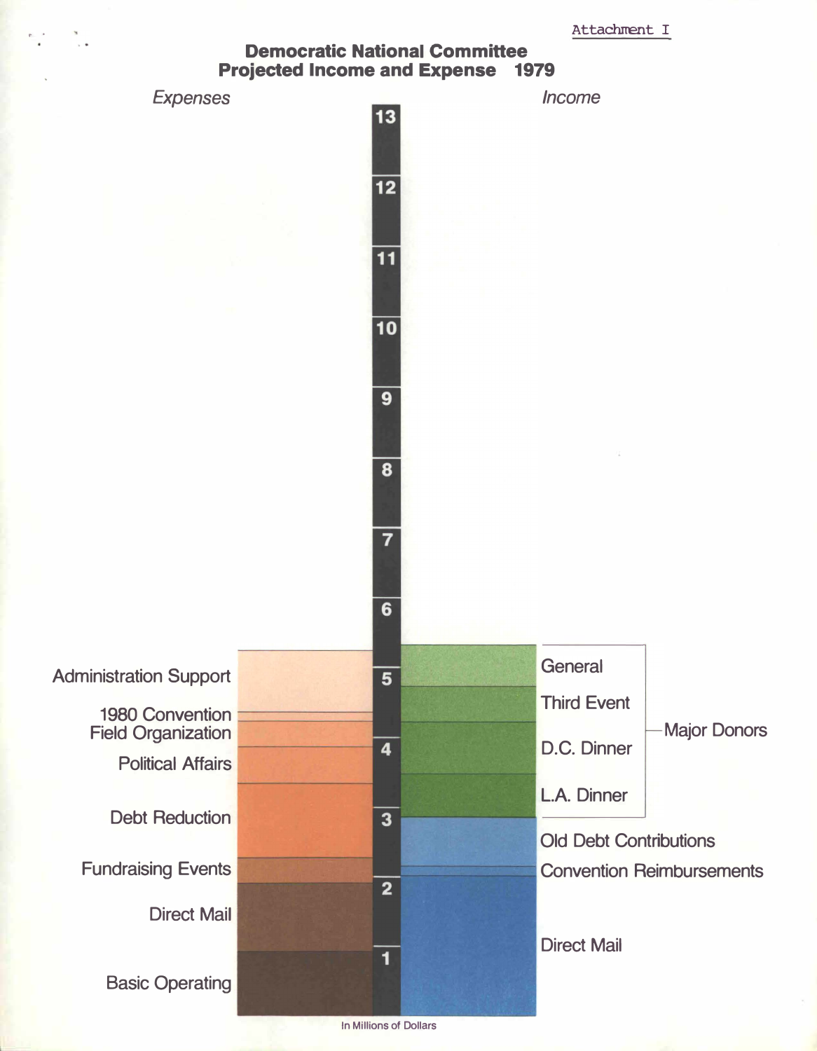Attachment I

# Democratic National Committee
## Projected Income and Expense 1979

*Expenses* | *Income*

13
12
11
10
9
8
7
6
5
4
3
2
1

**Expenses:**
- Administration Support
- 1980 Convention
- Field Organization
- Political Affairs
- Debt Reduction
- Fundraising Events
- Direct Mail
- Basic Operating

**Income:**
- Major Donors
  - General
  - Third Event
  - D.C. Dinner
  - L.A. Dinner
- Old Debt Contributions
- Convention Reimbursements
- Direct Mail

In Millions of Dollars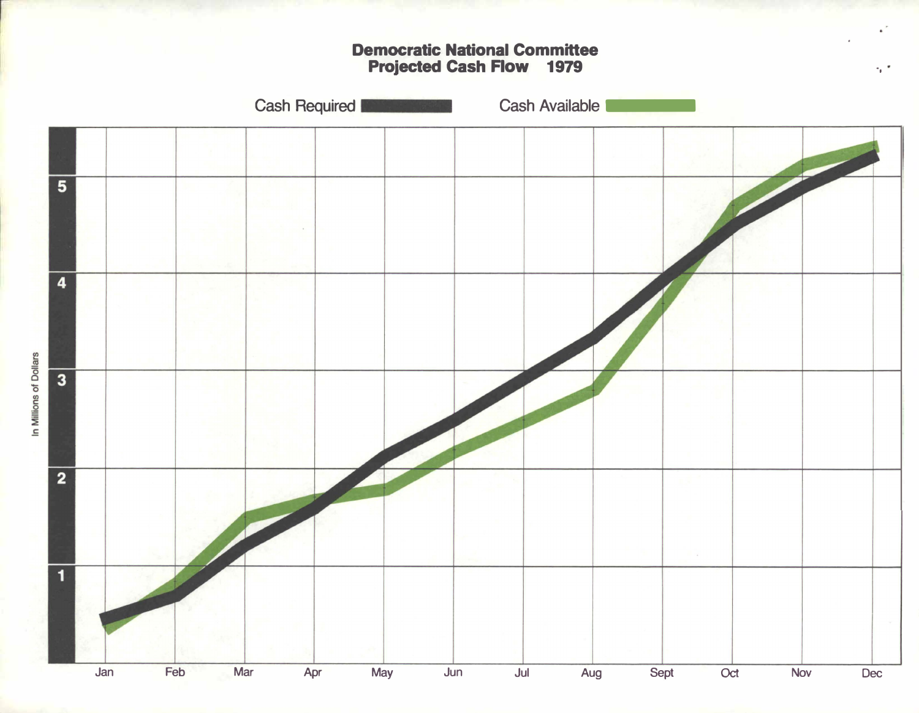## Democratic National Committee
## Projected Cash Flow 1979

Cash Required | Cash Available

In Millions of Dollars

1 2 3 4 5

Jan Feb Mar Apr May Jun Jul Aug Sept Oct Nov Dec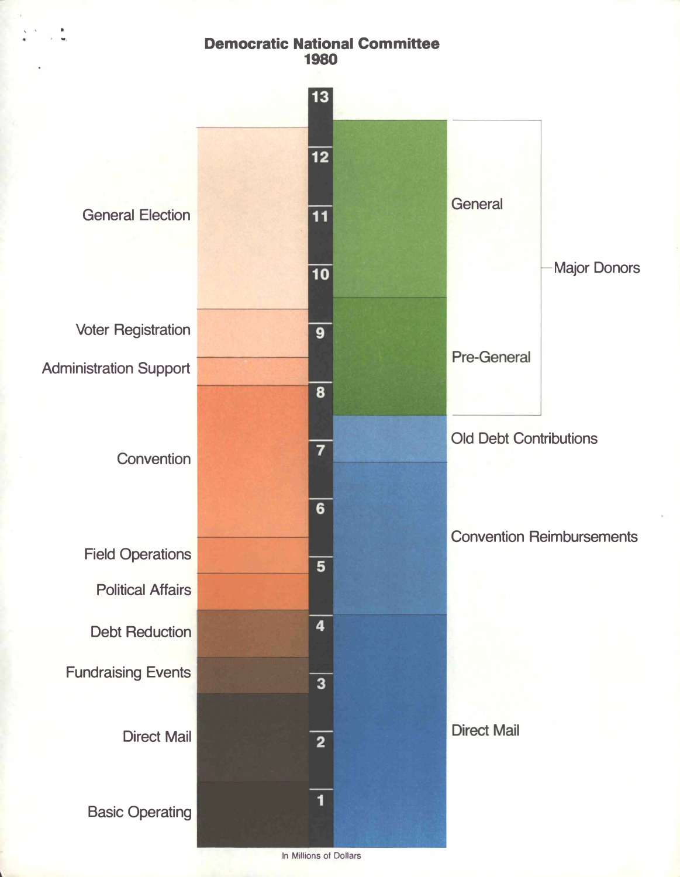# Democratic National Committee
# 1980

General Election

Voter Registration

Administration Support

Convention

Field Operations

Political Affairs

Debt Reduction

Fundraising Events

Direct Mail

Basic Operating

13 12 11 10 9 8 7 6 5 4 3 2 1

General

Pre-General

Major Donors

Old Debt Contributions

Convention Reimbursements

Direct Mail

In Millions of Dollars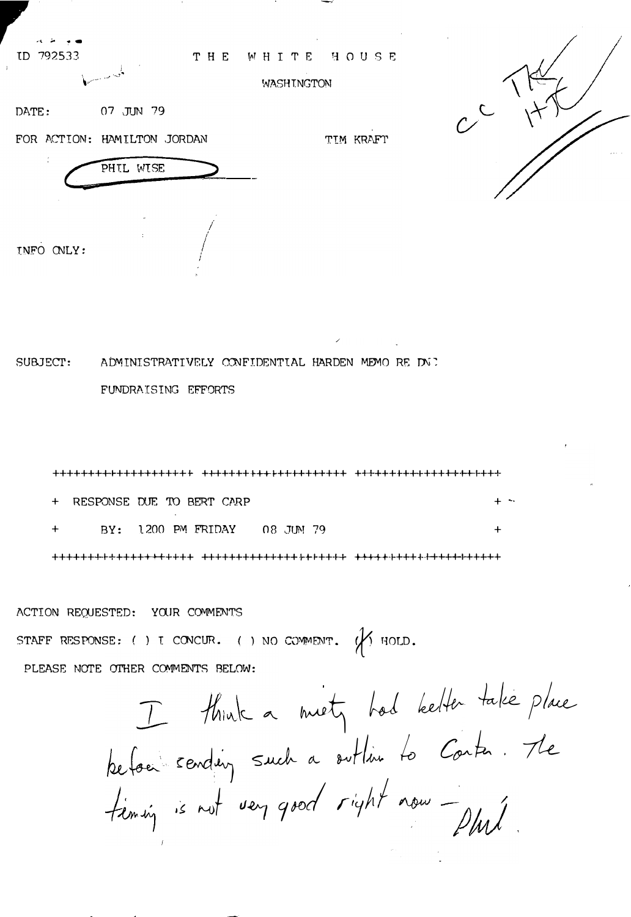ID 792533

THE WHITE HOUSE

WASHINGTON

cc HJ TK

DATE: 07 JUN 79

FOR ACTION: HAMILTON JORDAN TIM KRAFT

PHIL WISE

INFO ONLY:

SUBJECT: ADMINISTRATIVELY CONFIDENTIAL HARDEN MEMO RE DNC FUNDRAISING EFFORTS

++++++++++++++++++++ ++++++++++++++++++++ ++++++++++++++++++++

\+ RESPONSE DUE TO BERT CARP +

\+ BY: 1200 PM FRIDAY 08 JUN 79 +

++++++++++++++++++++ ++++++++++++++++++++ ++++++++++++++++++++

ACTION REQUESTED: YOUR COMMENTS

STAFF RESPONSE: ( ) I CONCUR. ( ) NO COMMENT. (X) HOLD.

PLEASE NOTE OTHER COMMENTS BELOW:

I think a meeting had better take place before sending such a outline to Carter. The timing is not very good right now — Phil.